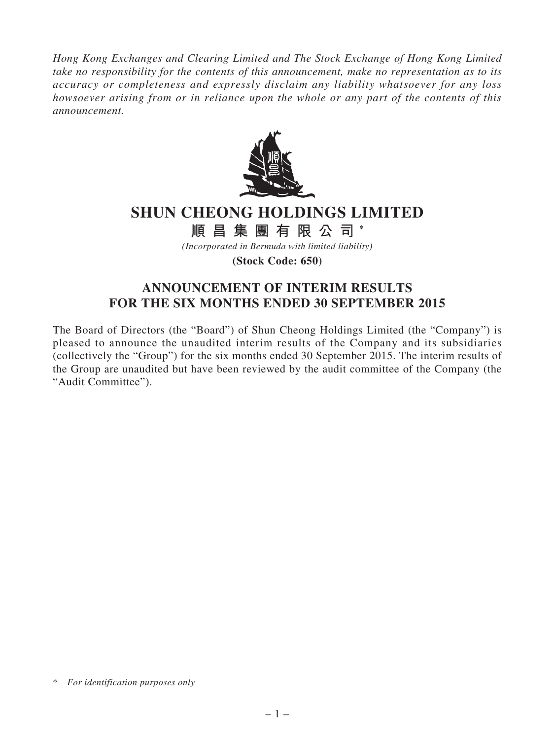*Hong Kong Exchanges and Clearing Limited and The Stock Exchange of Hong Kong Limited take no responsibility for the contents of this announcement, make no representation as to its accuracy or completeness and expressly disclaim any liability whatsoever for any loss howsoever arising from or in reliance upon the whole or any part of the contents of this announcement.*

# SHUN CHEONG HOLDINGS LIMITED

**順 昌 集 團 有 限 公 司** *

*(Incorporated in Bermuda with limited liability)*

**(Stock Code: 650)**

## ANNOUNCEMENT OF INTERIM RESULTS FOR THE SIX MONTHS ENDED 30 SEPTEMBER 2015

The Board of Directors (the "Board") of Shun Cheong Holdings Limited (the "Company") is pleased to announce the unaudited interim results of the Company and its subsidiaries (collectively the "Group") for the six months ended 30 September 2015. The interim results of the Group are unaudited but have been reviewed by the audit committee of the Company (the "Audit Committee").

\* *For identification purposes only*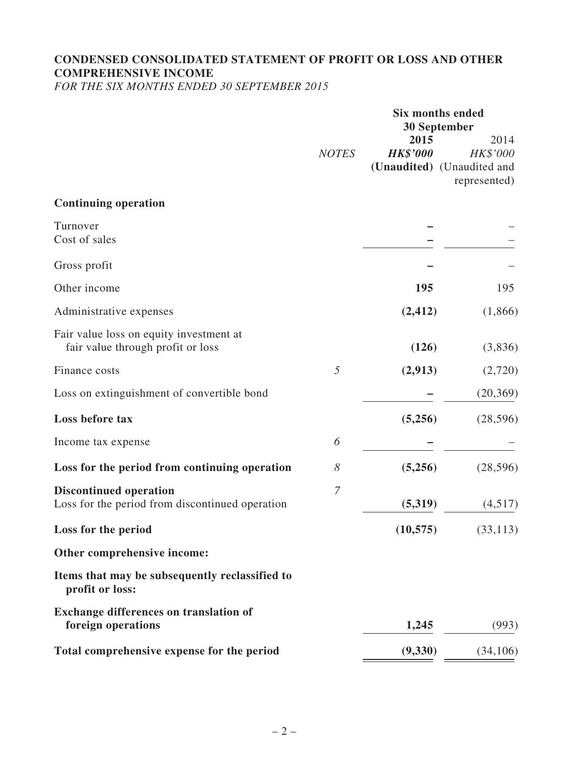# CONDENSED CONSOLIDATED STATEMENT OF PROFIT OR LOSS AND OTHER COMPREHENSIVE INCOME

*FOR THE SIX MONTHS ENDED 30 SEPTEMBER 2015*

| | *NOTES* | **Six months ended 30 September** | |
|---|---|---|---|
| | | **2015** | 2014 |
| | | ***HK$'000*** | *HK$'000* |
| | | **(Unaudited)** | (Unaudited and represented) |
| **Continuing operation** | | | |
| Turnover | | **–** | – |
| Cost of sales | | **–** | – |
| Gross profit | | **–** | – |
| Other income | | **195** | 195 |
| Administrative expenses | | **(2,412)** | (1,866) |
| Fair value loss on equity investment at fair value through profit or loss | | **(126)** | (3,836) |
| Finance costs | *5* | **(2,913)** | (2,720) |
| Loss on extinguishment of convertible bond | | **–** | (20,369) |
| **Loss before tax** | | **(5,256)** | (28,596) |
| Income tax expense | *6* | **–** | – |
| **Loss for the period from continuing operation** | *8* | **(5,256)** | (28,596) |
| **Discontinued operation** | *7* | | |
| Loss for the period from discontinued operation | | **(5,319)** | (4,517) |
| **Loss for the period** | | **(10,575)** | (33,113) |
| **Other comprehensive income:** | | | |
| **Items that may be subsequently reclassified to profit or loss:** | | | |
| **Exchange differences on translation of foreign operations** | | **1,245** | (993) |
| **Total comprehensive expense for the period** | | **(9,330)** | (34,106) |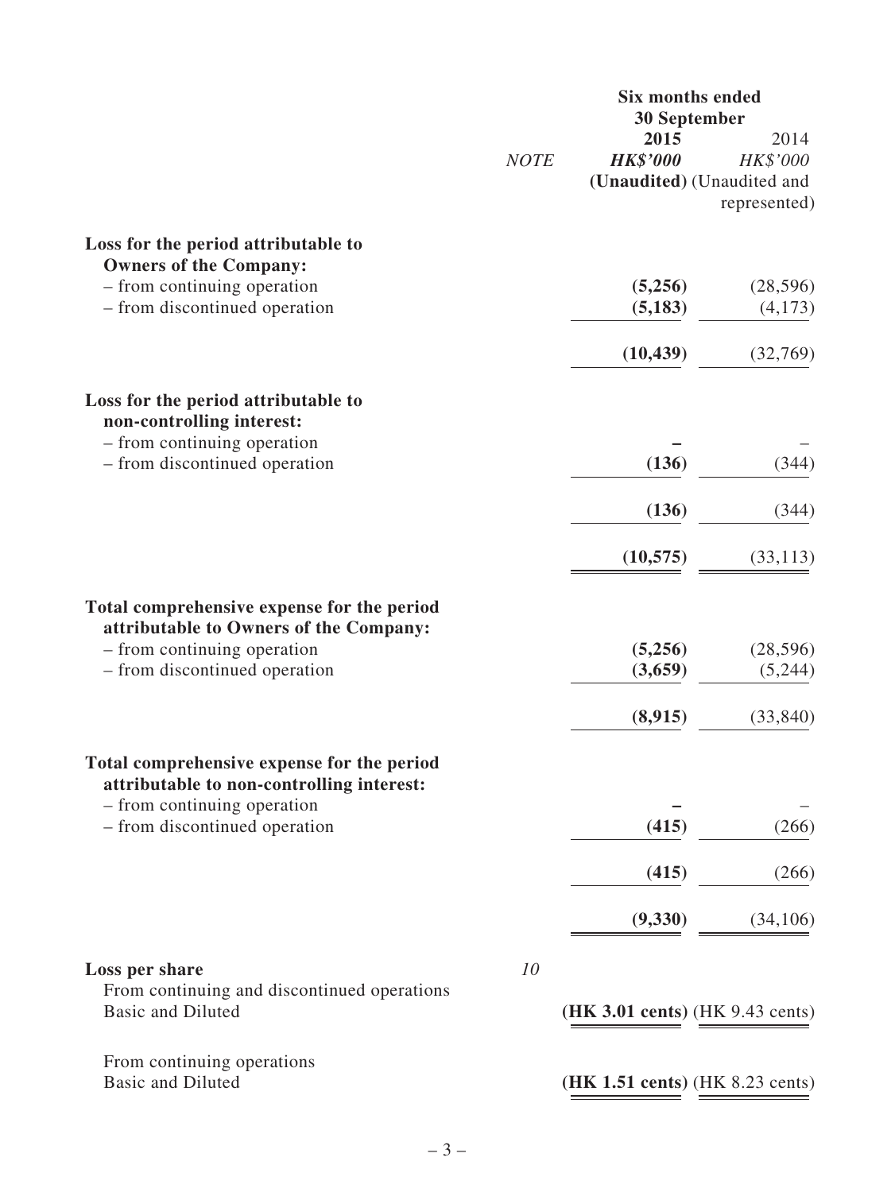| | NOTE | Six months ended 30 September | |
|---|---|---|---|
| | | **2015** | 2014 |
| | | ***HK$'000*** | *HK$'000* |
| | | **(Unaudited)** | (Unaudited and represented) |
| **Loss for the period attributable to Owners of the Company:** | | | |
| – from continuing operation | | **(5,256)** | (28,596) |
| – from discontinued operation | | **(5,183)** | (4,173) |
| | | **(10,439)** | (32,769) |
| **Loss for the period attributable to non-controlling interest:** | | | |
| – from continuing operation | | **–** | – |
| – from discontinued operation | | **(136)** | (344) |
| | | **(136)** | (344) |
| | | **(10,575)** | (33,113) |
| **Total comprehensive expense for the period attributable to Owners of the Company:** | | | |
| – from continuing operation | | **(5,256)** | (28,596) |
| – from discontinued operation | | **(3,659)** | (5,244) |
| | | **(8,915)** | (33,840) |
| **Total comprehensive expense for the period attributable to non-controlling interest:** | | | |
| – from continuing operation | | **–** | – |
| – from discontinued operation | | **(415)** | (266) |
| | | **(415)** | (266) |
| | | **(9,330)** | (34,106) |
| **Loss per share** | *10* | | |
| From continuing and discontinued operations Basic and Diluted | | **(HK 3.01 cents)** | (HK 9.43 cents) |
| From continuing operations Basic and Diluted | | **(HK 1.51 cents)** | (HK 8.23 cents) |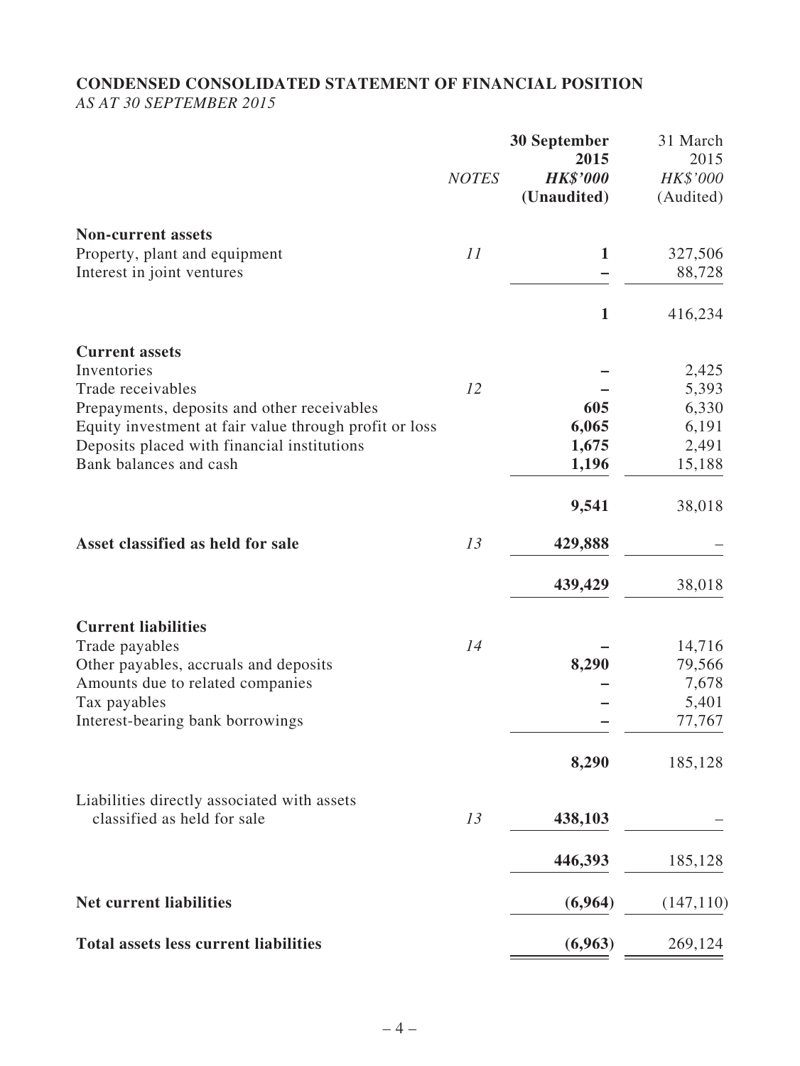**CONDENSED CONSOLIDATED STATEMENT OF FINANCIAL POSITION**
*AS AT 30 SEPTEMBER 2015*

| | *NOTES* | **30 September 2015 *HK$'000* (Unaudited)** | 31 March 2015 *HK$'000* (Audited) |
|---|---|---|---|
| **Non-current assets** | | | |
| Property, plant and equipment | *11* | **1** | 327,506 |
| Interest in joint ventures | | **–** | 88,728 |
| | | **1** | 416,234 |
| **Current assets** | | | |
| Inventories | | **–** | 2,425 |
| Trade receivables | *12* | **–** | 5,393 |
| Prepayments, deposits and other receivables | | **605** | 6,330 |
| Equity investment at fair value through profit or loss | | **6,065** | 6,191 |
| Deposits placed with financial institutions | | **1,675** | 2,491 |
| Bank balances and cash | | **1,196** | 15,188 |
| | | **9,541** | 38,018 |
| **Asset classified as held for sale** | *13* | **429,888** | – |
| | | **439,429** | 38,018 |
| **Current liabilities** | | | |
| Trade payables | *14* | **–** | 14,716 |
| Other payables, accruals and deposits | | **8,290** | 79,566 |
| Amounts due to related companies | | **–** | 7,678 |
| Tax payables | | **–** | 5,401 |
| Interest-bearing bank borrowings | | **–** | 77,767 |
| | | **8,290** | 185,128 |
| Liabilities directly associated with assets classified as held for sale | *13* | **438,103** | – |
| | | **446,393** | 185,128 |
| **Net current liabilities** | | **(6,964)** | (147,110) |
| **Total assets less current liabilities** | | **(6,963)** | 269,124 |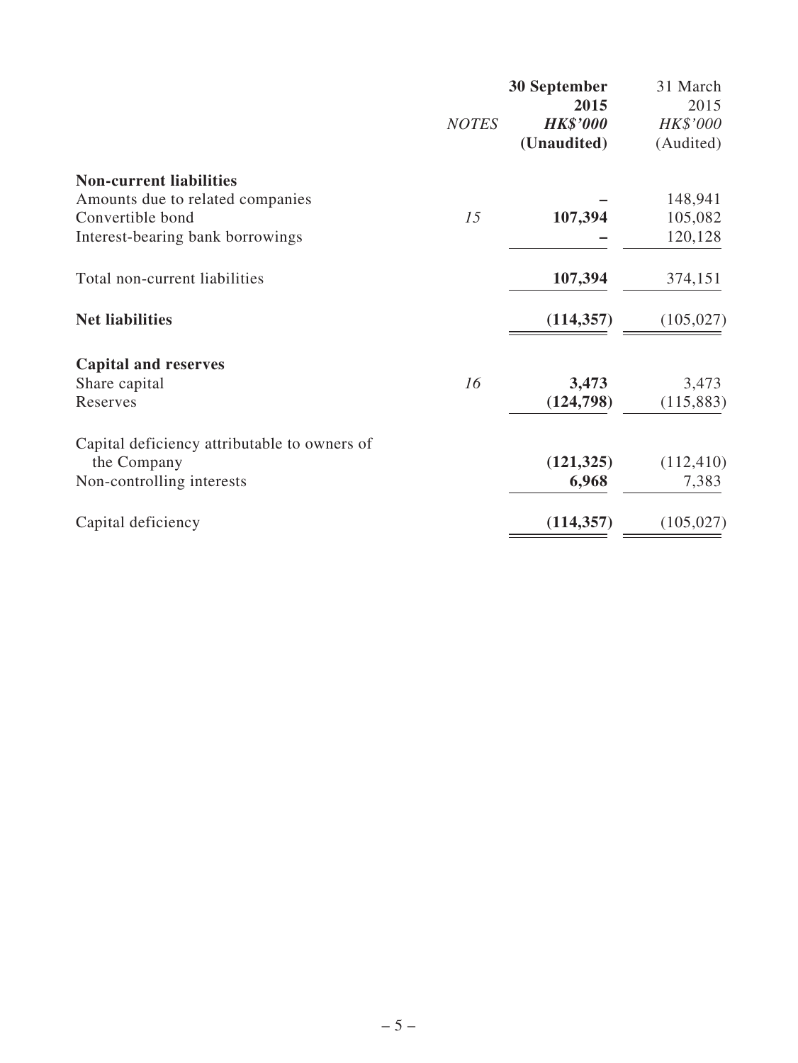| | NOTES | 30 September 2015 HK$'000 (Unaudited) | 31 March 2015 HK$'000 (Audited) |
|---|---|---|---|
| **Non-current liabilities** | | | |
| Amounts due to related companies | | – | 148,941 |
| Convertible bond | 15 | **107,394** | 105,082 |
| Interest-bearing bank borrowings | | – | 120,128 |
| Total non-current liabilities | | **107,394** | 374,151 |
| **Net liabilities** | | **(114,357)** | (105,027) |
| **Capital and reserves** | | | |
| Share capital | 16 | **3,473** | 3,473 |
| Reserves | | **(124,798)** | (115,883) |
| Capital deficiency attributable to owners of the Company | | **(121,325)** | (112,410) |
| Non-controlling interests | | **6,968** | 7,383 |
| Capital deficiency | | **(114,357)** | (105,027) |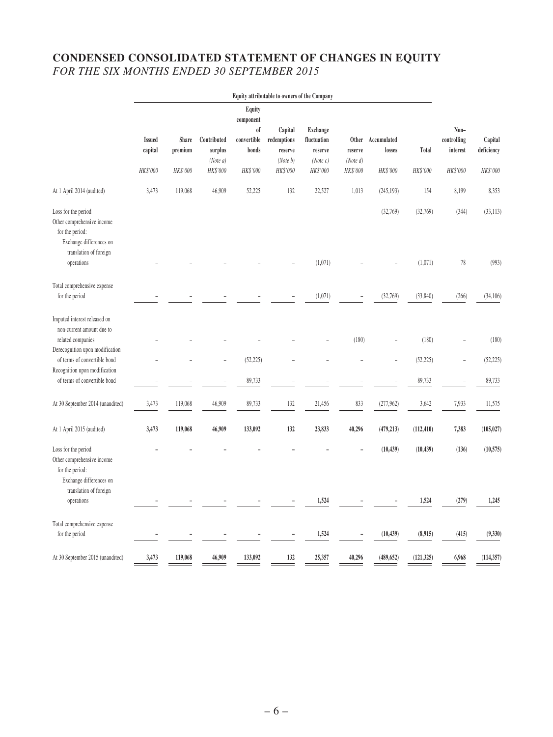## CONDENSED CONSOLIDATED STATEMENT OF CHANGES IN EQUITY
*FOR THE SIX MONTHS ENDED 30 SEPTEMBER 2015*

| | Equity attributable to owners of the Company | | | | | | | | | | |
|---|---|---|---|---|---|---|---|---|---|---|---|
| | Issued capital | Share premium | Contributed surplus (Note a) | Equity component of convertible bonds | Capital redemptions reserve (Note b) | Exchange fluctuation reserve (Note c) | Other reserve (Note d) | Accumulated losses | Total | Non-controlling interest | Capital deficiency |
| | *HK$'000* | *HK$'000* | *HK$'000* | *HK$'000* | *HK$'000* | *HK$'000* | *HK$'000* | *HK$'000* | *HK$'000* | *HK$'000* | *HK$'000* |
| At 1 April 2014 (audited) | 3,473 | 119,068 | 46,909 | 52,225 | 132 | 22,527 | 1,013 | (245,193) | 154 | 8,199 | 8,353 |
| Loss for the period | – | – | – | – | – | – | – | (32,769) | (32,769) | (344) | (33,113) |
| Other comprehensive income for the period: Exchange differences on translation of foreign operations | – | – | – | – | – | (1,071) | – | – | (1,071) | 78 | (993) |
| Total comprehensive expense for the period | – | – | – | – | – | (1,071) | – | (32,769) | (33,840) | (266) | (34,106) |
| Imputed interest released on non-current amount due to related companies | – | – | – | – | – | – | (180) | – | (180) | – | (180) |
| Derecognition upon modification of terms of convertible bond | – | – | – | (52,225) | – | – | – | – | (52,225) | – | (52,225) |
| Recognition upon modification of terms of convertible bond | – | – | – | 89,733 | – | – | – | – | 89,733 | – | 89,733 |
| At 30 September 2014 (unaudited) | 3,473 | 119,068 | 46,909 | 89,733 | 132 | 21,456 | 833 | (277,962) | 3,642 | 7,933 | 11,575 |
| **At 1 April 2015 (audited)** | **3,473** | **119,068** | **46,909** | **133,092** | **132** | **23,833** | **40,296** | **(479,213)** | **(112,410)** | **7,383** | **(105,027)** |
| Loss for the period | **–** | **–** | **–** | **–** | **–** | **–** | **–** | **(10,439)** | **(10,439)** | **(136)** | **(10,575)** |
| Other comprehensive income for the period: Exchange differences on translation of foreign operations | **–** | **–** | **–** | **–** | **–** | **1,524** | **–** | **–** | **1,524** | **(279)** | **1,245** |
| Total comprehensive expense for the period | **–** | **–** | **–** | **–** | **–** | **1,524** | **–** | **(10,439)** | **(8,915)** | **(415)** | **(9,330)** |
| At 30 September 2015 (unaudited) | **3,473** | **119,068** | **46,909** | **133,092** | **132** | **25,357** | **40,296** | **(489,652)** | **(121,325)** | **6,968** | **(114,357)** |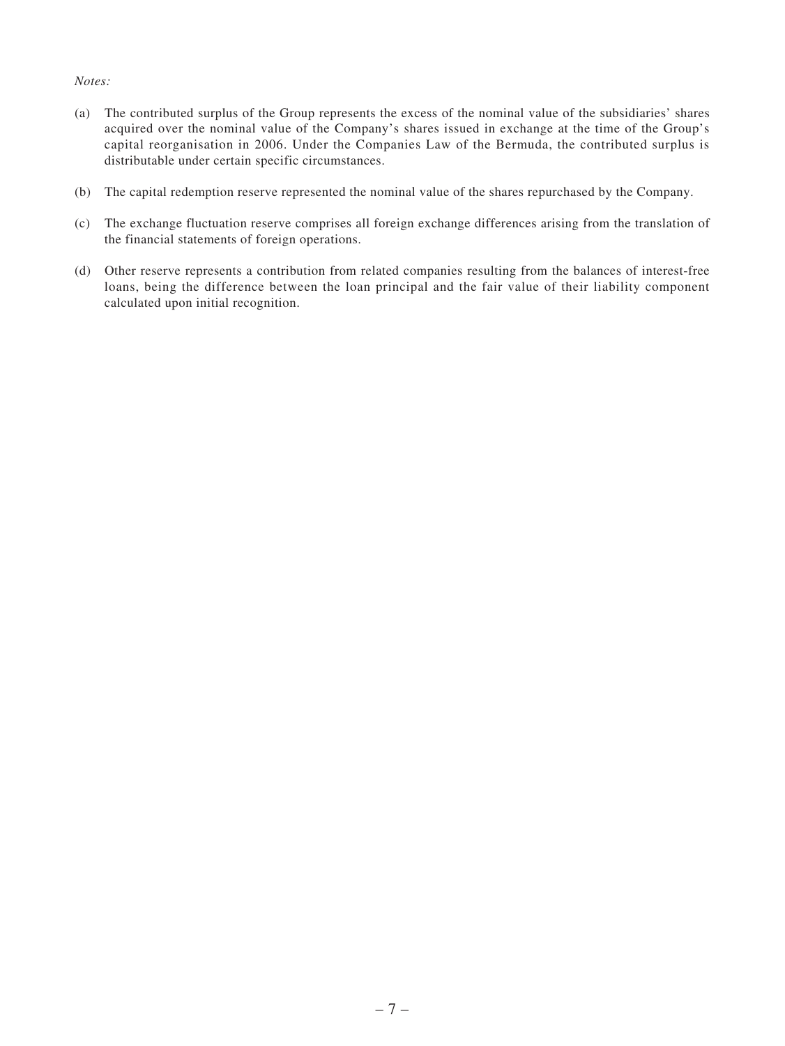*Notes:*

(a) The contributed surplus of the Group represents the excess of the nominal value of the subsidiaries' shares acquired over the nominal value of the Company's shares issued in exchange at the time of the Group's capital reorganisation in 2006. Under the Companies Law of the Bermuda, the contributed surplus is distributable under certain specific circumstances.

(b) The capital redemption reserve represented the nominal value of the shares repurchased by the Company.

(c) The exchange fluctuation reserve comprises all foreign exchange differences arising from the translation of the financial statements of foreign operations.

(d) Other reserve represents a contribution from related companies resulting from the balances of interest-free loans, being the difference between the loan principal and the fair value of their liability component calculated upon initial recognition.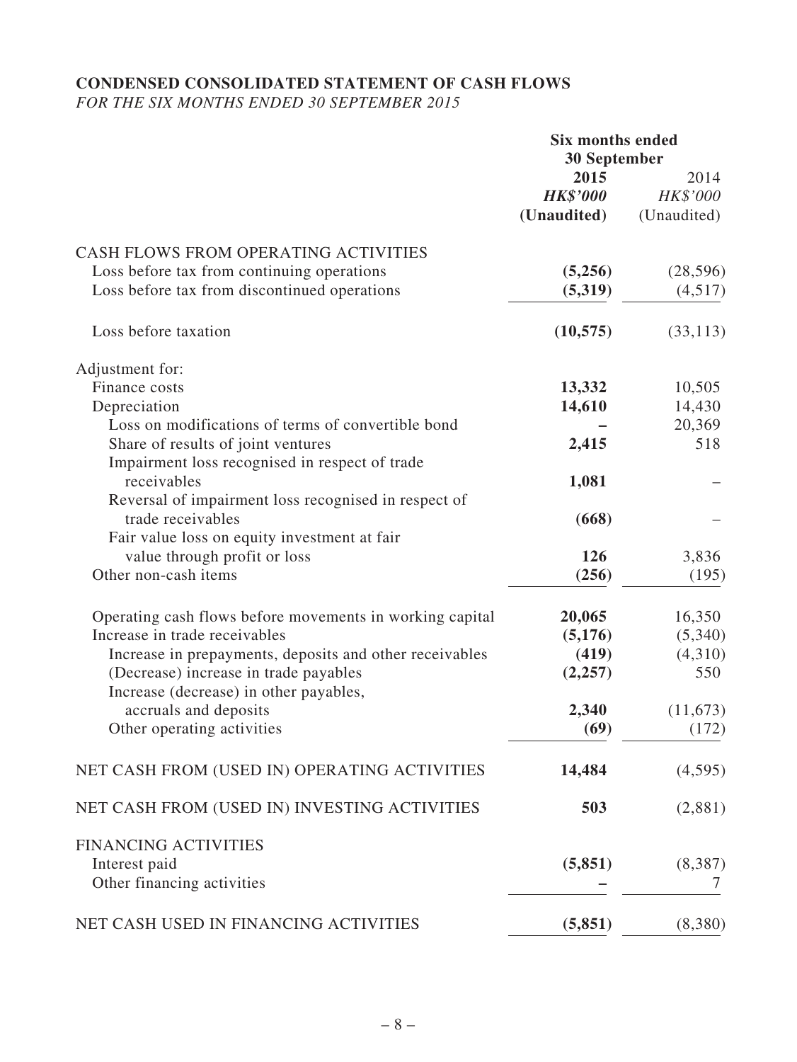# CONDENSED CONSOLIDATED STATEMENT OF CASH FLOWS

*FOR THE SIX MONTHS ENDED 30 SEPTEMBER 2015*

| | Six months ended 30 September | |
|---|---|---|
| | **2015** | 2014 |
| | ***HK$'000*** | *HK$'000* |
| | **(Unaudited)** | (Unaudited) |
| CASH FLOWS FROM OPERATING ACTIVITIES | | |
| Loss before tax from continuing operations | **(5,256)** | (28,596) |
| Loss before tax from discontinued operations | **(5,319)** | (4,517) |
| Loss before taxation | **(10,575)** | (33,113) |
| Adjustment for: | | |
| Finance costs | **13,332** | 10,505 |
| Depreciation | **14,610** | 14,430 |
| Loss on modifications of terms of convertible bond | **–** | 20,369 |
| Share of results of joint ventures | **2,415** | 518 |
| Impairment loss recognised in respect of trade receivables | **1,081** | – |
| Reversal of impairment loss recognised in respect of trade receivables | **(668)** | – |
| Fair value loss on equity investment at fair value through profit or loss | **126** | 3,836 |
| Other non-cash items | **(256)** | (195) |
| Operating cash flows before movements in working capital | **20,065** | 16,350 |
| Increase in trade receivables | **(5,176)** | (5,340) |
| Increase in prepayments, deposits and other receivables | **(419)** | (4,310) |
| (Decrease) increase in trade payables | **(2,257)** | 550 |
| Increase (decrease) in other payables, accruals and deposits | **2,340** | (11,673) |
| Other operating activities | **(69)** | (172) |
| NET CASH FROM (USED IN) OPERATING ACTIVITIES | **14,484** | (4,595) |
| NET CASH FROM (USED IN) INVESTING ACTIVITIES | **503** | (2,881) |
| FINANCING ACTIVITIES | | |
| Interest paid | **(5,851)** | (8,387) |
| Other financing activities | **–** | 7 |
| NET CASH USED IN FINANCING ACTIVITIES | **(5,851)** | (8,380) |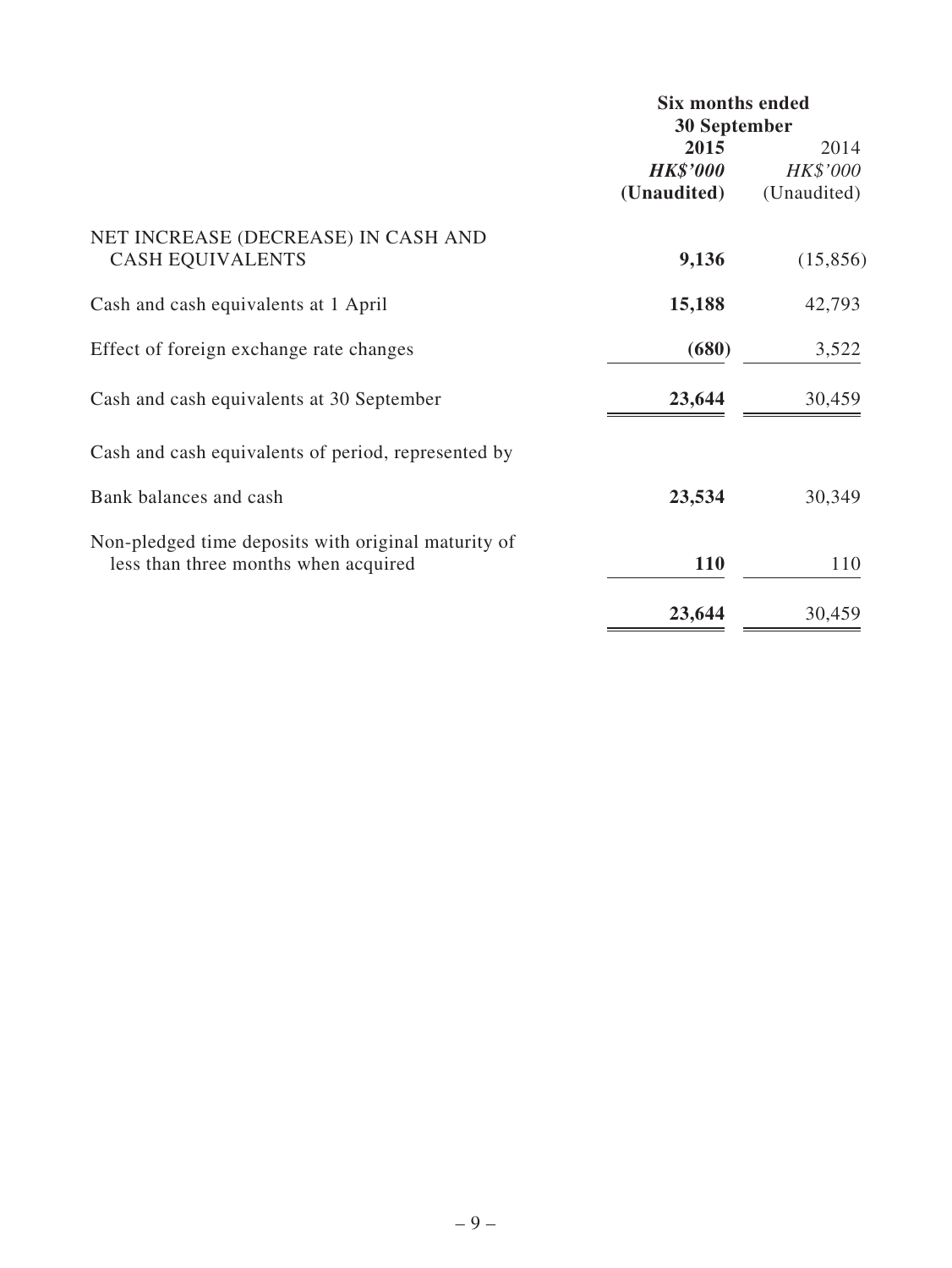| | Six months ended 30 September | |
|---|---|---|
| | **2015** | 2014 |
| | ***HK$'000*** | *HK$'000* |
| | **(Unaudited)** | (Unaudited) |
| NET INCREASE (DECREASE) IN CASH AND CASH EQUIVALENTS | **9,136** | (15,856) |
| Cash and cash equivalents at 1 April | **15,188** | 42,793 |
| Effect of foreign exchange rate changes | **(680)** | 3,522 |
| Cash and cash equivalents at 30 September | **23,644** | 30,459 |
| Cash and cash equivalents of period, represented by | | |
| Bank balances and cash | **23,534** | 30,349 |
| Non-pledged time deposits with original maturity of less than three months when acquired | **110** | 110 |
| | **23,644** | 30,459 |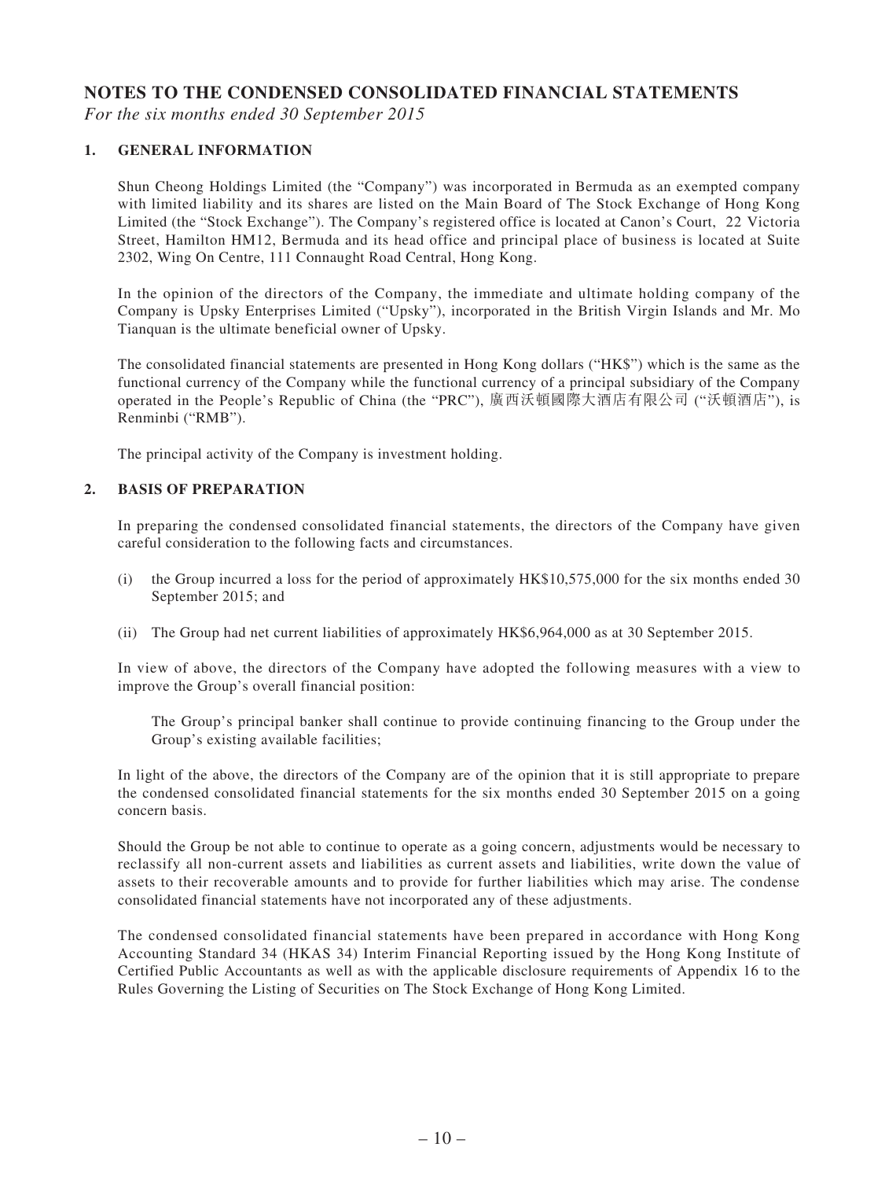# NOTES TO THE CONDENSED CONSOLIDATED FINANCIAL STATEMENTS

*For the six months ended 30 September 2015*

## 1. GENERAL INFORMATION

Shun Cheong Holdings Limited (the "Company") was incorporated in Bermuda as an exempted company with limited liability and its shares are listed on the Main Board of The Stock Exchange of Hong Kong Limited (the "Stock Exchange"). The Company's registered office is located at Canon's Court, 22 Victoria Street, Hamilton HM12, Bermuda and its head office and principal place of business is located at Suite 2302, Wing On Centre, 111 Connaught Road Central, Hong Kong.

In the opinion of the directors of the Company, the immediate and ultimate holding company of the Company is Upsky Enterprises Limited ("Upsky"), incorporated in the British Virgin Islands and Mr. Mo Tianquan is the ultimate beneficial owner of Upsky.

The consolidated financial statements are presented in Hong Kong dollars ("HK$") which is the same as the functional currency of the Company while the functional currency of a principal subsidiary of the Company operated in the People's Republic of China (the "PRC"), 廣西沃頓國際大酒店有限公司 ("沃頓酒店"), is Renminbi ("RMB").

The principal activity of the Company is investment holding.

## 2. BASIS OF PREPARATION

In preparing the condensed consolidated financial statements, the directors of the Company have given careful consideration to the following facts and circumstances.

(i) the Group incurred a loss for the period of approximately HK$10,575,000 for the six months ended 30 September 2015; and

(ii) The Group had net current liabilities of approximately HK$6,964,000 as at 30 September 2015.

In view of above, the directors of the Company have adopted the following measures with a view to improve the Group's overall financial position:

The Group's principal banker shall continue to provide continuing financing to the Group under the Group's existing available facilities;

In light of the above, the directors of the Company are of the opinion that it is still appropriate to prepare the condensed consolidated financial statements for the six months ended 30 September 2015 on a going concern basis.

Should the Group be not able to continue to operate as a going concern, adjustments would be necessary to reclassify all non-current assets and liabilities as current assets and liabilities, write down the value of assets to their recoverable amounts and to provide for further liabilities which may arise. The condense consolidated financial statements have not incorporated any of these adjustments.

The condensed consolidated financial statements have been prepared in accordance with Hong Kong Accounting Standard 34 (HKAS 34) Interim Financial Reporting issued by the Hong Kong Institute of Certified Public Accountants as well as with the applicable disclosure requirements of Appendix 16 to the Rules Governing the Listing of Securities on The Stock Exchange of Hong Kong Limited.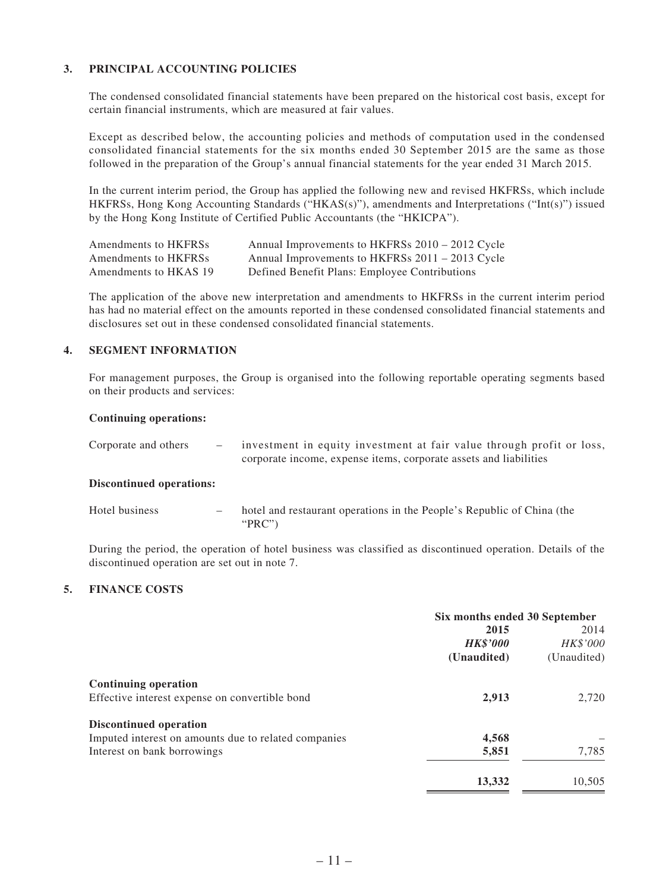## 3. PRINCIPAL ACCOUNTING POLICIES

The condensed consolidated financial statements have been prepared on the historical cost basis, except for certain financial instruments, which are measured at fair values.

Except as described below, the accounting policies and methods of computation used in the condensed consolidated financial statements for the six months ended 30 September 2015 are the same as those followed in the preparation of the Group's annual financial statements for the year ended 31 March 2015.

In the current interim period, the Group has applied the following new and revised HKFRSs, which include HKFRSs, Hong Kong Accounting Standards ("HKAS(s)"), amendments and Interpretations ("Int(s)") issued by the Hong Kong Institute of Certified Public Accountants (the "HKICPA").

| | |
|---|---|
| Amendments to HKFRSs | Annual Improvements to HKFRSs 2010 – 2012 Cycle |
| Amendments to HKFRSs | Annual Improvements to HKFRSs 2011 – 2013 Cycle |
| Amendments to HKAS 19 | Defined Benefit Plans: Employee Contributions |

The application of the above new interpretation and amendments to HKFRSs in the current interim period has had no material effect on the amounts reported in these condensed consolidated financial statements and disclosures set out in these condensed consolidated financial statements.

## 4. SEGMENT INFORMATION

For management purposes, the Group is organised into the following reportable operating segments based on their products and services:

**Continuing operations:**

Corporate and others – investment in equity investment at fair value through profit or loss, corporate income, expense items, corporate assets and liabilities

**Discontinued operations:**

Hotel business – hotel and restaurant operations in the People's Republic of China (the "PRC")

During the period, the operation of hotel business was classified as discontinued operation. Details of the discontinued operation are set out in note 7.

## 5. FINANCE COSTS

| | Six months ended 30 September | |
|---|---|---|
| | **2015** | 2014 |
| | ***HK$'000*** | *HK$'000* |
| | **(Unaudited)** | (Unaudited) |
| **Continuing operation** | | |
| Effective interest expense on convertible bond | **2,913** | 2,720 |
| **Discontinued operation** | | |
| Imputed interest on amounts due to related companies | **4,568** | – |
| Interest on bank borrowings | **5,851** | 7,785 |
| | **13,332** | 10,505 |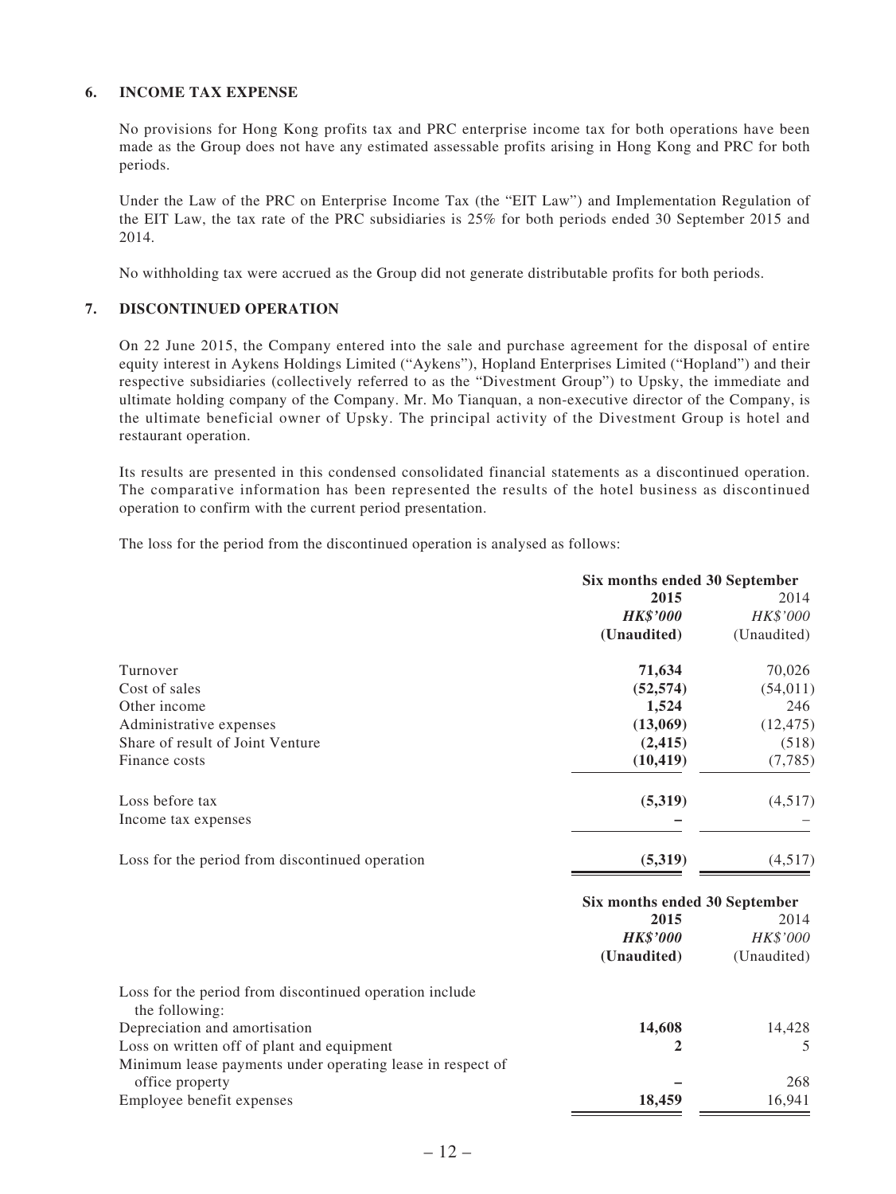## 6. INCOME TAX EXPENSE

No provisions for Hong Kong profits tax and PRC enterprise income tax for both operations have been made as the Group does not have any estimated assessable profits arising in Hong Kong and PRC for both periods.

Under the Law of the PRC on Enterprise Income Tax (the "EIT Law") and Implementation Regulation of the EIT Law, the tax rate of the PRC subsidiaries is 25% for both periods ended 30 September 2015 and 2014.

No withholding tax were accrued as the Group did not generate distributable profits for both periods.

## 7. DISCONTINUED OPERATION

On 22 June 2015, the Company entered into the sale and purchase agreement for the disposal of entire equity interest in Aykens Holdings Limited ("Aykens"), Hopland Enterprises Limited ("Hopland") and their respective subsidiaries (collectively referred to as the "Divestment Group") to Upsky, the immediate and ultimate holding company of the Company. Mr. Mo Tianquan, a non-executive director of the Company, is the ultimate beneficial owner of Upsky. The principal activity of the Divestment Group is hotel and restaurant operation.

Its results are presented in this condensed consolidated financial statements as a discontinued operation. The comparative information has been represented the results of the hotel business as discontinued operation to confirm with the current period presentation.

The loss for the period from the discontinued operation is analysed as follows:

| | Six months ended 30 September | |
|---|---|---|
| | **2015** | 2014 |
| | ***HK$'000*** | *HK$'000* |
| | **(Unaudited)** | (Unaudited) |
| Turnover | **71,634** | 70,026 |
| Cost of sales | **(52,574)** | (54,011) |
| Other income | **1,524** | 246 |
| Administrative expenses | **(13,069)** | (12,475) |
| Share of result of Joint Venture | **(2,415)** | (518) |
| Finance costs | **(10,419)** | (7,785) |
| Loss before tax | **(5,319)** | (4,517) |
| Income tax expenses | **–** | – |
| Loss for the period from discontinued operation | **(5,319)** | (4,517) |

| | Six months ended 30 September | |
|---|---|---|
| | **2015** | 2014 |
| | ***HK$'000*** | *HK$'000* |
| | **(Unaudited)** | (Unaudited) |
| Loss for the period from discontinued operation include the following: | | |
| Depreciation and amortisation | **14,608** | 14,428 |
| Loss on written off of plant and equipment | **2** | 5 |
| Minimum lease payments under operating lease in respect of office property | **–** | 268 |
| Employee benefit expenses | **18,459** | 16,941 |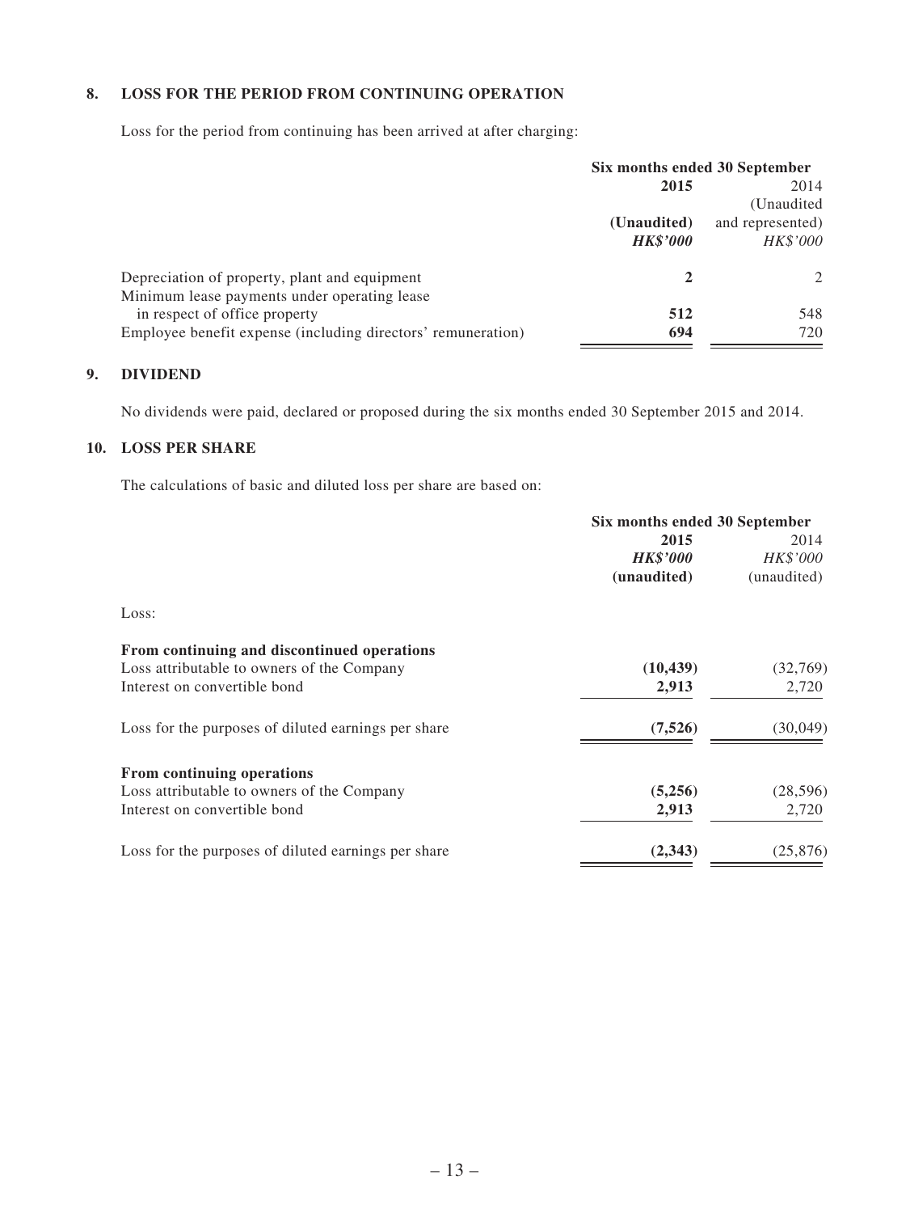## 8. LOSS FOR THE PERIOD FROM CONTINUING OPERATION

Loss for the period from continuing has been arrived at after charging:

| | Six months ended 30 September | |
|---|---|---|
| | **2015** | 2014 |
| | **(Unaudited)** | (Unaudited and represented) |
| | ***HK$'000*** | *HK$'000* |
| Depreciation of property, plant and equipment | **2** | 2 |
| Minimum lease payments under operating lease in respect of office property | **512** | 548 |
| Employee benefit expense (including directors' remuneration) | **694** | 720 |

## 9. DIVIDEND

No dividends were paid, declared or proposed during the six months ended 30 September 2015 and 2014.

## 10. LOSS PER SHARE

The calculations of basic and diluted loss per share are based on:

| | Six months ended 30 September | |
|---|---|---|
| | **2015** | 2014 |
| | ***HK$'000*** | *HK$'000* |
| | **(unaudited)** | (unaudited) |
| Loss: | | |
| **From continuing and discontinued operations** | | |
| Loss attributable to owners of the Company | **(10,439)** | (32,769) |
| Interest on convertible bond | **2,913** | 2,720 |
| Loss for the purposes of diluted earnings per share | **(7,526)** | (30,049) |
| **From continuing operations** | | |
| Loss attributable to owners of the Company | **(5,256)** | (28,596) |
| Interest on convertible bond | **2,913** | 2,720 |
| Loss for the purposes of diluted earnings per share | **(2,343)** | (25,876) |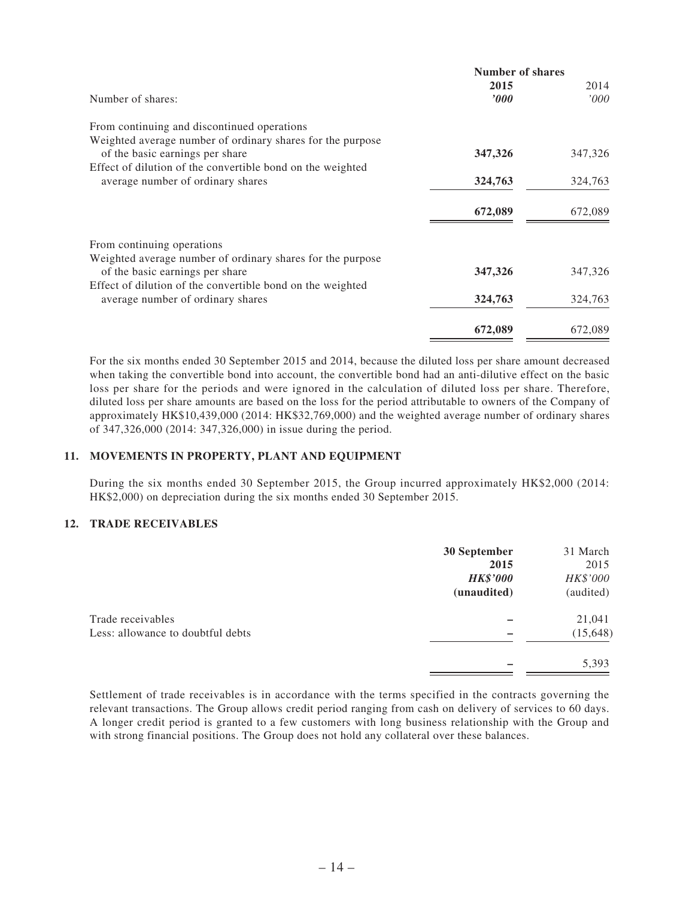| | Number of shares | |
|---|---|---|
| Number of shares: | **2015** **'000** | 2014 *'000* |
| From continuing and discontinued operations | | |
| Weighted average number of ordinary shares for the purpose of the basic earnings per share | **347,326** | 347,326 |
| Effect of dilution of the convertible bond on the weighted average number of ordinary shares | **324,763** | 324,763 |
| | **672,089** | 672,089 |
| From continuing operations | | |
| Weighted average number of ordinary shares for the purpose of the basic earnings per share | **347,326** | 347,326 |
| Effect of dilution of the convertible bond on the weighted average number of ordinary shares | **324,763** | 324,763 |
| | **672,089** | 672,089 |

For the six months ended 30 September 2015 and 2014, because the diluted loss per share amount decreased when taking the convertible bond into account, the convertible bond had an anti-dilutive effect on the basic loss per share for the periods and were ignored in the calculation of diluted loss per share. Therefore, diluted loss per share amounts are based on the loss for the period attributable to owners of the Company of approximately HK$10,439,000 (2014: HK$32,769,000) and the weighted average number of ordinary shares of 347,326,000 (2014: 347,326,000) in issue during the period.

## 11. MOVEMENTS IN PROPERTY, PLANT AND EQUIPMENT

During the six months ended 30 September 2015, the Group incurred approximately HK$2,000 (2014: HK$2,000) on depreciation during the six months ended 30 September 2015.

## 12. TRADE RECEIVABLES

| | **30 September 2015** ***HK$'000*** **(unaudited)** | 31 March 2015 *HK$'000* (audited) |
|---|---|---|
| Trade receivables | **–** | 21,041 |
| Less: allowance to doubtful debts | **–** | (15,648) |
| | **–** | 5,393 |

Settlement of trade receivables is in accordance with the terms specified in the contracts governing the relevant transactions. The Group allows credit period ranging from cash on delivery of services to 60 days. A longer credit period is granted to a few customers with long business relationship with the Group and with strong financial positions. The Group does not hold any collateral over these balances.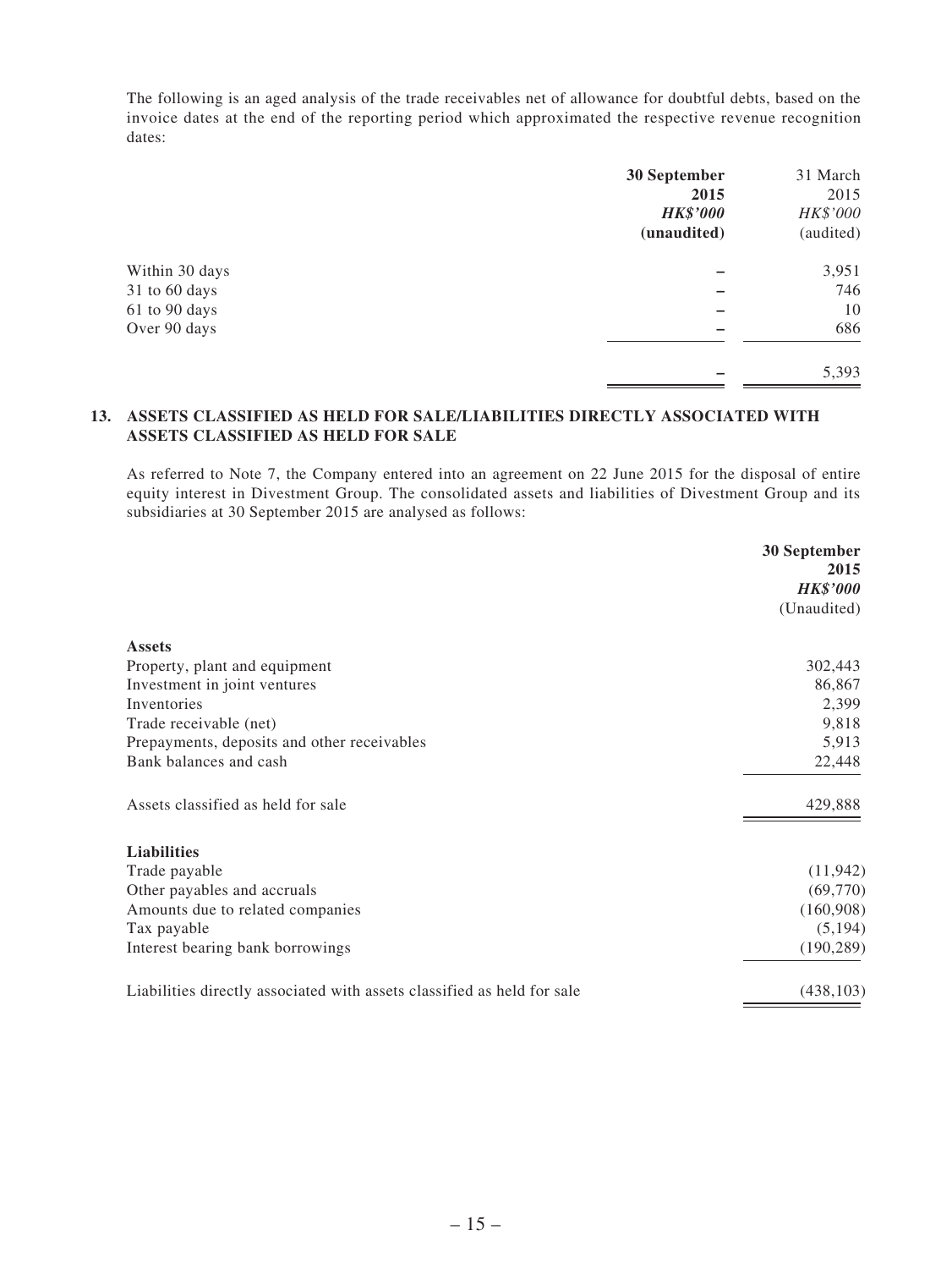The following is an aged analysis of the trade receivables net of allowance for doubtful debts, based on the invoice dates at the end of the reporting period which approximated the respective revenue recognition dates:

| | **30 September 2015** | 31 March 2015 |
|---|---|---|
| | ***HK$'000*** | *HK$'000* |
| | **(unaudited)** | (audited) |
| Within 30 days | – | 3,951 |
| 31 to 60 days | – | 746 |
| 61 to 90 days | – | 10 |
| Over 90 days | – | 686 |
| | – | 5,393 |

## 13. ASSETS CLASSIFIED AS HELD FOR SALE/LIABILITIES DIRECTLY ASSOCIATED WITH ASSETS CLASSIFIED AS HELD FOR SALE

As referred to Note 7, the Company entered into an agreement on 22 June 2015 for the disposal of entire equity interest in Divestment Group. The consolidated assets and liabilities of Divestment Group and its subsidiaries at 30 September 2015 are analysed as follows:

| | **30 September 2015** |
|---|---|
| | ***HK$'000*** |
| | (Unaudited) |
| **Assets** | |
| Property, plant and equipment | 302,443 |
| Investment in joint ventures | 86,867 |
| Inventories | 2,399 |
| Trade receivable (net) | 9,818 |
| Prepayments, deposits and other receivables | 5,913 |
| Bank balances and cash | 22,448 |
| Assets classified as held for sale | 429,888 |
| **Liabilities** | |
| Trade payable | (11,942) |
| Other payables and accruals | (69,770) |
| Amounts due to related companies | (160,908) |
| Tax payable | (5,194) |
| Interest bearing bank borrowings | (190,289) |
| Liabilities directly associated with assets classified as held for sale | (438,103) |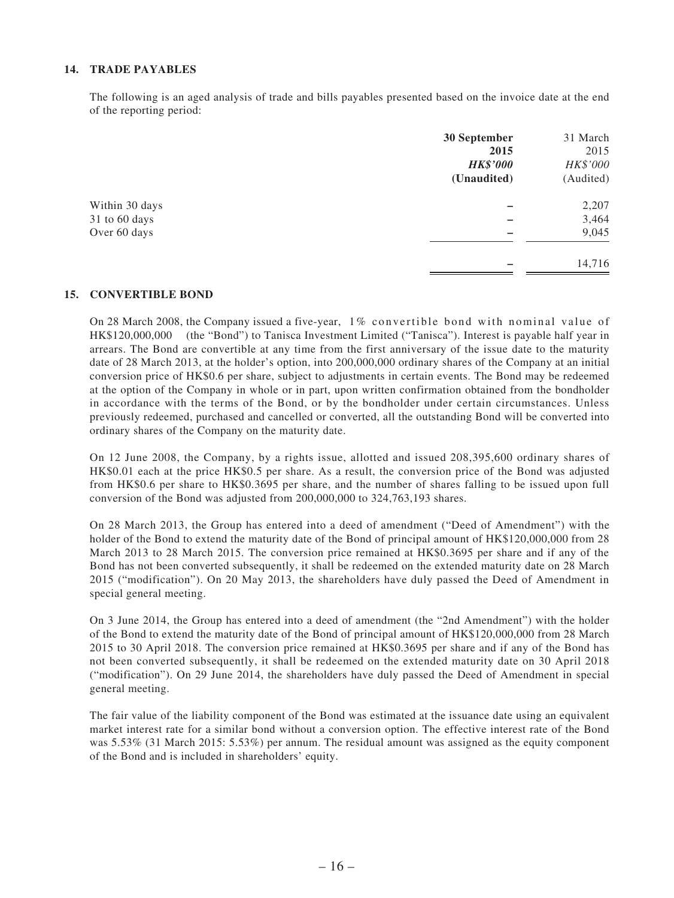### 14. TRADE PAYABLES

The following is an aged analysis of trade and bills payables presented based on the invoice date at the end of the reporting period:

| | **30 September 2015** | 31 March 2015 |
|---|---|---|
| | ***HK$'000*** | *HK$'000* |
| | **(Unaudited)** | (Audited) |
| Within 30 days | **–** | 2,207 |
| 31 to 60 days | **–** | 3,464 |
| Over 60 days | **–** | 9,045 |
| | **–** | 14,716 |

### 15. CONVERTIBLE BOND

On 28 March 2008, the Company issued a five-year, 1% convertible bond with nominal value of HK$120,000,000 (the "Bond") to Tanisca Investment Limited ("Tanisca"). Interest is payable half year in arrears. The Bond are convertible at any time from the first anniversary of the issue date to the maturity date of 28 March 2013, at the holder's option, into 200,000,000 ordinary shares of the Company at an initial conversion price of HK$0.6 per share, subject to adjustments in certain events. The Bond may be redeemed at the option of the Company in whole or in part, upon written confirmation obtained from the bondholder in accordance with the terms of the Bond, or by the bondholder under certain circumstances. Unless previously redeemed, purchased and cancelled or converted, all the outstanding Bond will be converted into ordinary shares of the Company on the maturity date.

On 12 June 2008, the Company, by a rights issue, allotted and issued 208,395,600 ordinary shares of HK$0.01 each at the price HK$0.5 per share. As a result, the conversion price of the Bond was adjusted from HK$0.6 per share to HK$0.3695 per share, and the number of shares falling to be issued upon full conversion of the Bond was adjusted from 200,000,000 to 324,763,193 shares.

On 28 March 2013, the Group has entered into a deed of amendment ("Deed of Amendment") with the holder of the Bond to extend the maturity date of the Bond of principal amount of HK$120,000,000 from 28 March 2013 to 28 March 2015. The conversion price remained at HK$0.3695 per share and if any of the Bond has not been converted subsequently, it shall be redeemed on the extended maturity date on 28 March 2015 ("modification"). On 20 May 2013, the shareholders have duly passed the Deed of Amendment in special general meeting.

On 3 June 2014, the Group has entered into a deed of amendment (the "2nd Amendment") with the holder of the Bond to extend the maturity date of the Bond of principal amount of HK$120,000,000 from 28 March 2015 to 30 April 2018. The conversion price remained at HK$0.3695 per share and if any of the Bond has not been converted subsequently, it shall be redeemed on the extended maturity date on 30 April 2018 ("modification"). On 29 June 2014, the shareholders have duly passed the Deed of Amendment in special general meeting.

The fair value of the liability component of the Bond was estimated at the issuance date using an equivalent market interest rate for a similar bond without a conversion option. The effective interest rate of the Bond was 5.53% (31 March 2015: 5.53%) per annum. The residual amount was assigned as the equity component of the Bond and is included in shareholders' equity.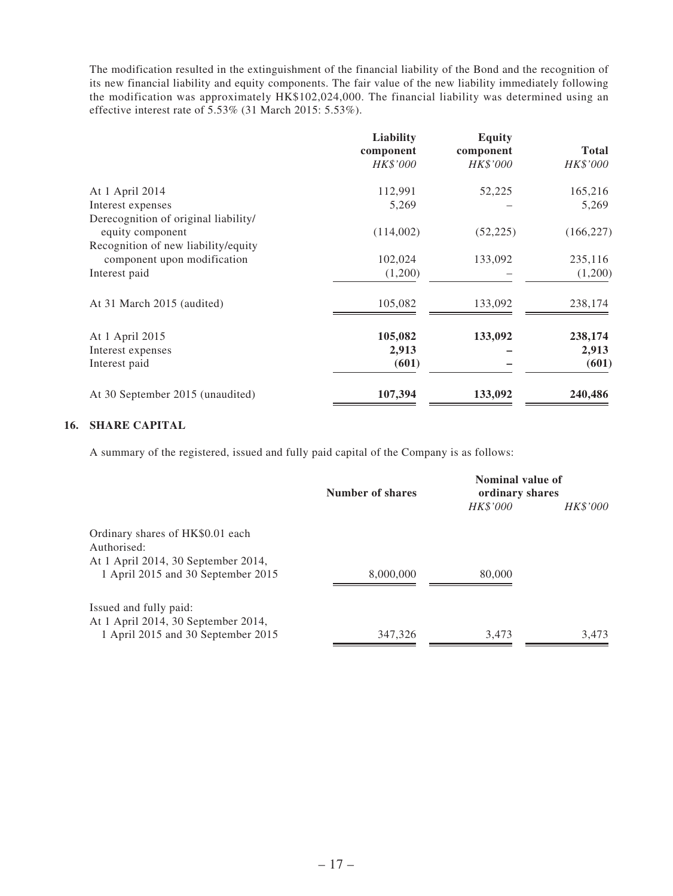The modification resulted in the extinguishment of the financial liability of the Bond and the recognition of its new financial liability and equity components. The fair value of the new liability immediately following the modification was approximately HK$102,024,000. The financial liability was determined using an effective interest rate of 5.53% (31 March 2015: 5.53%).

| | Liability component *HK$'000* | Equity component *HK$'000* | Total *HK$'000* |
|---|---|---|---|
| At 1 April 2014 | 112,991 | 52,225 | 165,216 |
| Interest expenses | 5,269 | – | 5,269 |
| Derecognition of original liability/ equity component | (114,002) | (52,225) | (166,227) |
| Recognition of new liability/equity component upon modification | 102,024 | 133,092 | 235,116 |
| Interest paid | (1,200) | – | (1,200) |
| At 31 March 2015 (audited) | 105,082 | 133,092 | 238,174 |
| At 1 April 2015 | **105,082** | **133,092** | **238,174** |
| Interest expenses | **2,913** | **–** | **2,913** |
| Interest paid | **(601)** | **–** | **(601)** |
| At 30 September 2015 (unaudited) | **107,394** | **133,092** | **240,486** |

## 16. SHARE CAPITAL

A summary of the registered, issued and fully paid capital of the Company is as follows:

| | Number of shares | Nominal value of ordinary shares *HK$'000* | *HK$'000* |
|---|---|---|---|
| Ordinary shares of HK$0.01 each | | | |
| Authorised: | | | |
| At 1 April 2014, 30 September 2014, 1 April 2015 and 30 September 2015 | 8,000,000 | 80,000 | |
| Issued and fully paid: | | | |
| At 1 April 2014, 30 September 2014, 1 April 2015 and 30 September 2015 | 347,326 | 3,473 | 3,473 |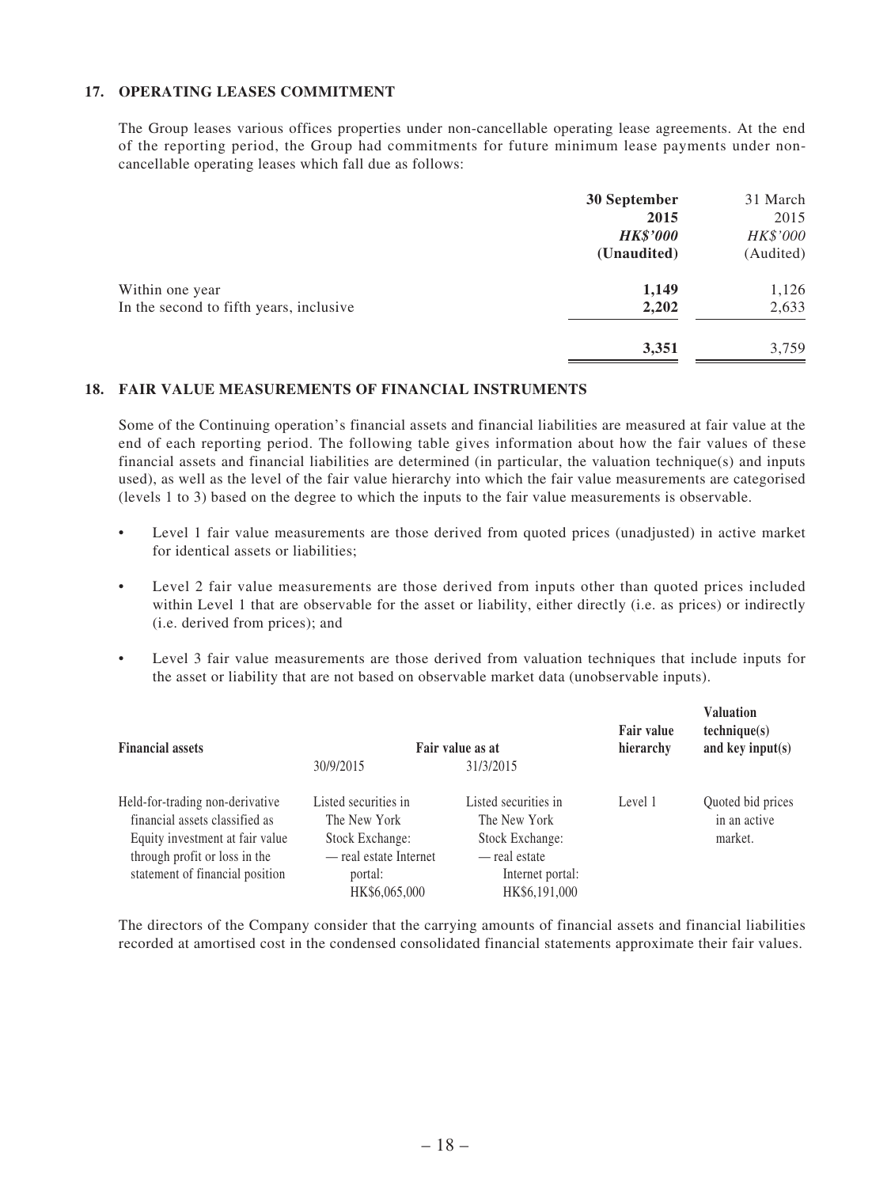## 17. OPERATING LEASES COMMITMENT

The Group leases various offices properties under non-cancellable operating lease agreements. At the end of the reporting period, the Group had commitments for future minimum lease payments under non-cancellable operating leases which fall due as follows:

| | **30 September 2015** | 31 March 2015 |
|---|---|---|
| | ***HK$'000*** | *HK$'000* |
| | **(Unaudited)** | (Audited) |
| Within one year | **1,149** | 1,126 |
| In the second to fifth years, inclusive | **2,202** | 2,633 |
| | **3,351** | 3,759 |

## 18. FAIR VALUE MEASUREMENTS OF FINANCIAL INSTRUMENTS

Some of the Continuing operation's financial assets and financial liabilities are measured at fair value at the end of each reporting period. The following table gives information about how the fair values of these financial assets and financial liabilities are determined (in particular, the valuation technique(s) and inputs used), as well as the level of the fair value hierarchy into which the fair value measurements are categorised (levels 1 to 3) based on the degree to which the inputs to the fair value measurements is observable.

- Level 1 fair value measurements are those derived from quoted prices (unadjusted) in active market for identical assets or liabilities;
- Level 2 fair value measurements are those derived from inputs other than quoted prices included within Level 1 that are observable for the asset or liability, either directly (i.e. as prices) or indirectly (i.e. derived from prices); and
- Level 3 fair value measurements are those derived from valuation techniques that include inputs for the asset or liability that are not based on observable market data (unobservable inputs).

| **Financial assets** | **Fair value as at** | | **Fair value hierarchy** | **Valuation technique(s) and key input(s)** |
|---|---|---|---|---|
| | 30/9/2015 | 31/3/2015 | | |
| Held-for-trading non-derivative financial assets classified as Equity investment at fair value through profit or loss in the statement of financial position | Listed securities in The New York Stock Exchange: — real estate Internet portal: HK$6,065,000 | Listed securities in The New York Stock Exchange: — real estate Internet portal: HK$6,191,000 | Level 1 | Quoted bid prices in an active market. |

The directors of the Company consider that the carrying amounts of financial assets and financial liabilities recorded at amortised cost in the condensed consolidated financial statements approximate their fair values.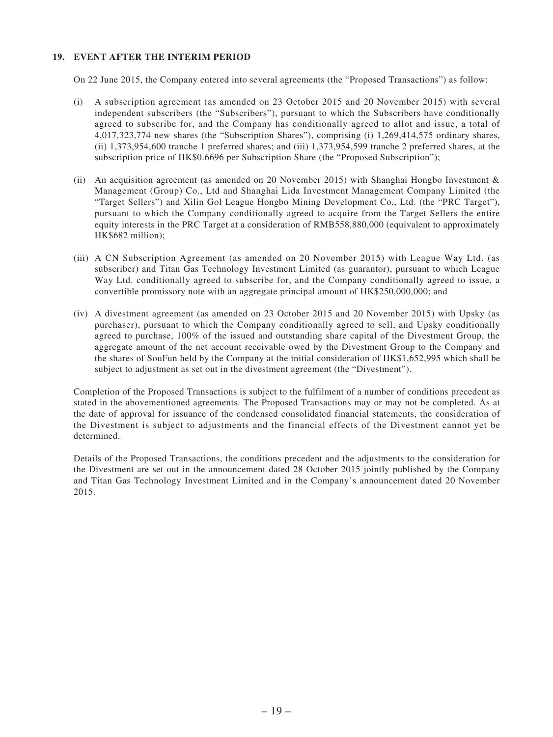## 19. EVENT AFTER THE INTERIM PERIOD

On 22 June 2015, the Company entered into several agreements (the "Proposed Transactions") as follow:

(i) A subscription agreement (as amended on 23 October 2015 and 20 November 2015) with several independent subscribers (the "Subscribers"), pursuant to which the Subscribers have conditionally agreed to subscribe for, and the Company has conditionally agreed to allot and issue, a total of 4,017,323,774 new shares (the "Subscription Shares"), comprising (i) 1,269,414,575 ordinary shares, (ii) 1,373,954,600 tranche 1 preferred shares; and (iii) 1,373,954,599 tranche 2 preferred shares, at the subscription price of HK$0.6696 per Subscription Share (the "Proposed Subscription");

(ii) An acquisition agreement (as amended on 20 November 2015) with Shanghai Hongbo Investment & Management (Group) Co., Ltd and Shanghai Lida Investment Management Company Limited (the "Target Sellers") and Xilin Gol League Hongbo Mining Development Co., Ltd. (the "PRC Target"), pursuant to which the Company conditionally agreed to acquire from the Target Sellers the entire equity interests in the PRC Target at a consideration of RMB558,880,000 (equivalent to approximately HK$682 million);

(iii) A CN Subscription Agreement (as amended on 20 November 2015) with League Way Ltd. (as subscriber) and Titan Gas Technology Investment Limited (as guarantor), pursuant to which League Way Ltd. conditionally agreed to subscribe for, and the Company conditionally agreed to issue, a convertible promissory note with an aggregate principal amount of HK$250,000,000; and

(iv) A divestment agreement (as amended on 23 October 2015 and 20 November 2015) with Upsky (as purchaser), pursuant to which the Company conditionally agreed to sell, and Upsky conditionally agreed to purchase, 100% of the issued and outstanding share capital of the Divestment Group, the aggregate amount of the net account receivable owed by the Divestment Group to the Company and the shares of SouFun held by the Company at the initial consideration of HK$1,652,995 which shall be subject to adjustment as set out in the divestment agreement (the "Divestment").

Completion of the Proposed Transactions is subject to the fulfilment of a number of conditions precedent as stated in the abovementioned agreements. The Proposed Transactions may or may not be completed. As at the date of approval for issuance of the condensed consolidated financial statements, the consideration of the Divestment is subject to adjustments and the financial effects of the Divestment cannot yet be determined.

Details of the Proposed Transactions, the conditions precedent and the adjustments to the consideration for the Divestment are set out in the announcement dated 28 October 2015 jointly published by the Company and Titan Gas Technology Investment Limited and in the Company's announcement dated 20 November 2015.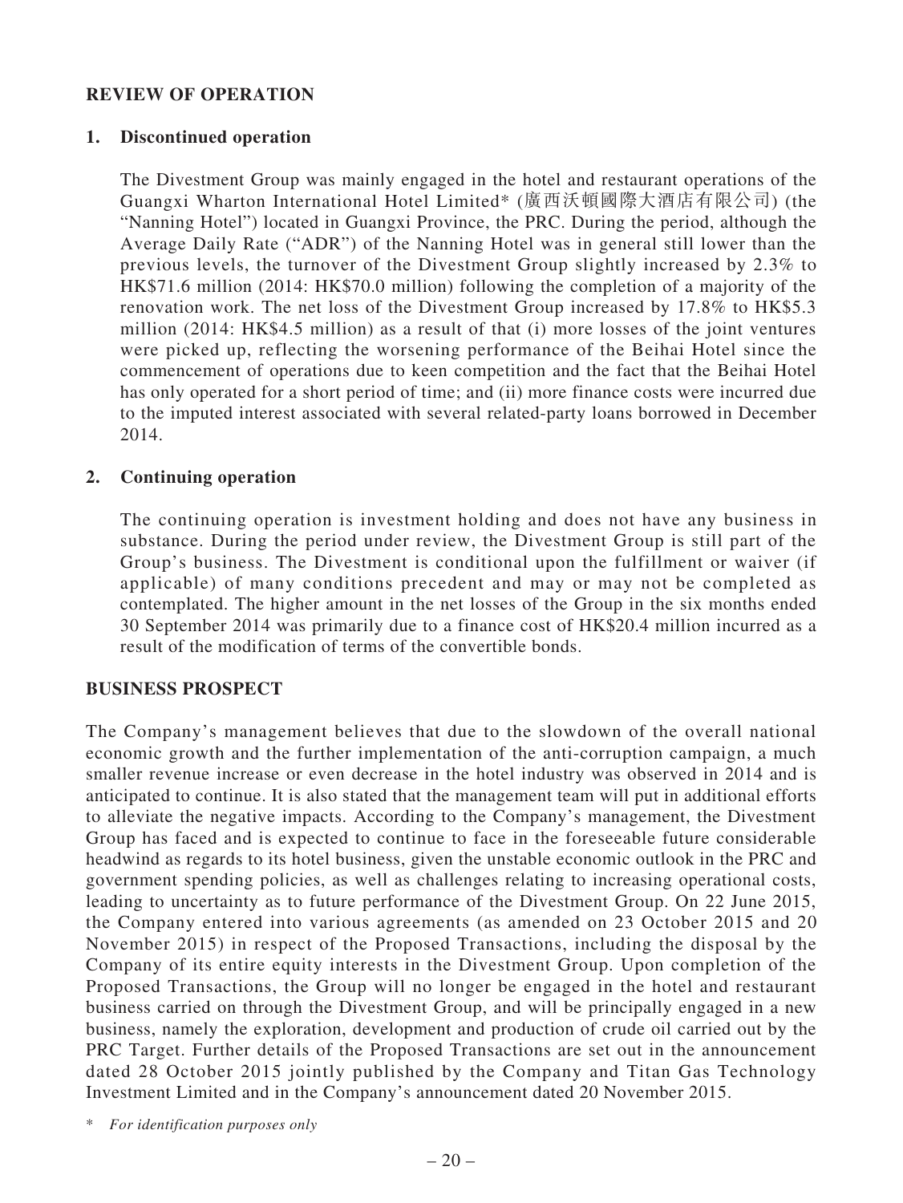## REVIEW OF OPERATION

### 1. Discontinued operation

The Divestment Group was mainly engaged in the hotel and restaurant operations of the Guangxi Wharton International Hotel Limited* (廣西沃頓國際大酒店有限公司) (the "Nanning Hotel") located in Guangxi Province, the PRC. During the period, although the Average Daily Rate ("ADR") of the Nanning Hotel was in general still lower than the previous levels, the turnover of the Divestment Group slightly increased by 2.3% to HK$71.6 million (2014: HK$70.0 million) following the completion of a majority of the renovation work. The net loss of the Divestment Group increased by 17.8% to HK$5.3 million (2014: HK$4.5 million) as a result of that (i) more losses of the joint ventures were picked up, reflecting the worsening performance of the Beihai Hotel since the commencement of operations due to keen competition and the fact that the Beihai Hotel has only operated for a short period of time; and (ii) more finance costs were incurred due to the imputed interest associated with several related-party loans borrowed in December 2014.

### 2. Continuing operation

The continuing operation is investment holding and does not have any business in substance. During the period under review, the Divestment Group is still part of the Group's business. The Divestment is conditional upon the fulfillment or waiver (if applicable) of many conditions precedent and may or may not be completed as contemplated. The higher amount in the net losses of the Group in the six months ended 30 September 2014 was primarily due to a finance cost of HK$20.4 million incurred as a result of the modification of terms of the convertible bonds.

## BUSINESS PROSPECT

The Company's management believes that due to the slowdown of the overall national economic growth and the further implementation of the anti-corruption campaign, a much smaller revenue increase or even decrease in the hotel industry was observed in 2014 and is anticipated to continue. It is also stated that the management team will put in additional efforts to alleviate the negative impacts. According to the Company's management, the Divestment Group has faced and is expected to continue to face in the foreseeable future considerable headwind as regards to its hotel business, given the unstable economic outlook in the PRC and government spending policies, as well as challenges relating to increasing operational costs, leading to uncertainty as to future performance of the Divestment Group. On 22 June 2015, the Company entered into various agreements (as amended on 23 October 2015 and 20 November 2015) in respect of the Proposed Transactions, including the disposal by the Company of its entire equity interests in the Divestment Group. Upon completion of the Proposed Transactions, the Group will no longer be engaged in the hotel and restaurant business carried on through the Divestment Group, and will be principally engaged in a new business, namely the exploration, development and production of crude oil carried out by the PRC Target. Further details of the Proposed Transactions are set out in the announcement dated 28 October 2015 jointly published by the Company and Titan Gas Technology Investment Limited and in the Company's announcement dated 20 November 2015.

\* *For identification purposes only*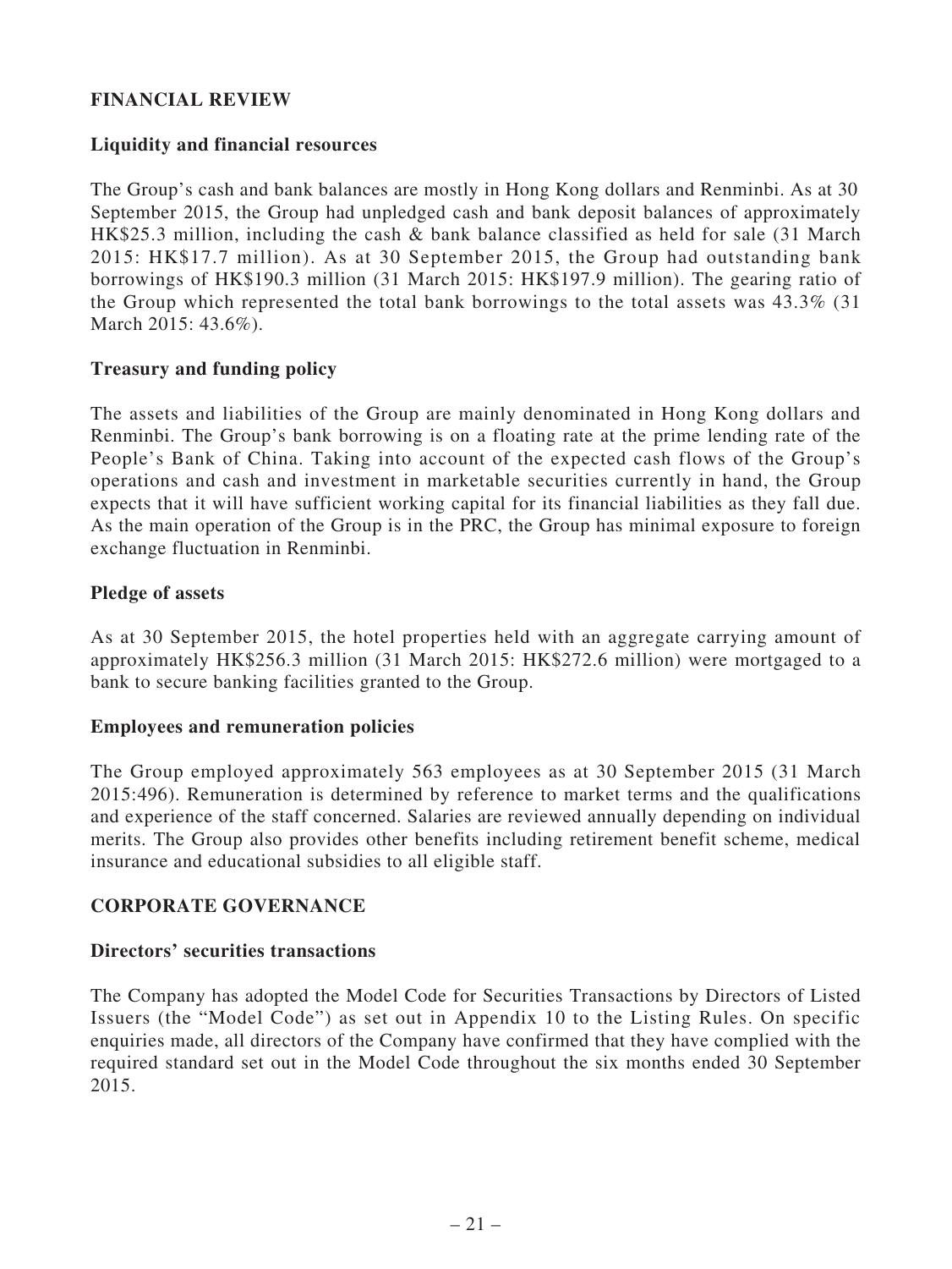## FINANCIAL REVIEW

### Liquidity and financial resources

The Group's cash and bank balances are mostly in Hong Kong dollars and Renminbi. As at 30 September 2015, the Group had unpledged cash and bank deposit balances of approximately HK$25.3 million, including the cash & bank balance classified as held for sale (31 March 2015: HK$17.7 million). As at 30 September 2015, the Group had outstanding bank borrowings of HK$190.3 million (31 March 2015: HK$197.9 million). The gearing ratio of the Group which represented the total bank borrowings to the total assets was 43.3% (31 March 2015: 43.6%).

### Treasury and funding policy

The assets and liabilities of the Group are mainly denominated in Hong Kong dollars and Renminbi. The Group's bank borrowing is on a floating rate at the prime lending rate of the People's Bank of China. Taking into account of the expected cash flows of the Group's operations and cash and investment in marketable securities currently in hand, the Group expects that it will have sufficient working capital for its financial liabilities as they fall due. As the main operation of the Group is in the PRC, the Group has minimal exposure to foreign exchange fluctuation in Renminbi.

### Pledge of assets

As at 30 September 2015, the hotel properties held with an aggregate carrying amount of approximately HK$256.3 million (31 March 2015: HK$272.6 million) were mortgaged to a bank to secure banking facilities granted to the Group.

### Employees and remuneration policies

The Group employed approximately 563 employees as at 30 September 2015 (31 March 2015:496). Remuneration is determined by reference to market terms and the qualifications and experience of the staff concerned. Salaries are reviewed annually depending on individual merits. The Group also provides other benefits including retirement benefit scheme, medical insurance and educational subsidies to all eligible staff.

## CORPORATE GOVERNANCE

### Directors' securities transactions

The Company has adopted the Model Code for Securities Transactions by Directors of Listed Issuers (the "Model Code") as set out in Appendix 10 to the Listing Rules. On specific enquiries made, all directors of the Company have confirmed that they have complied with the required standard set out in the Model Code throughout the six months ended 30 September 2015.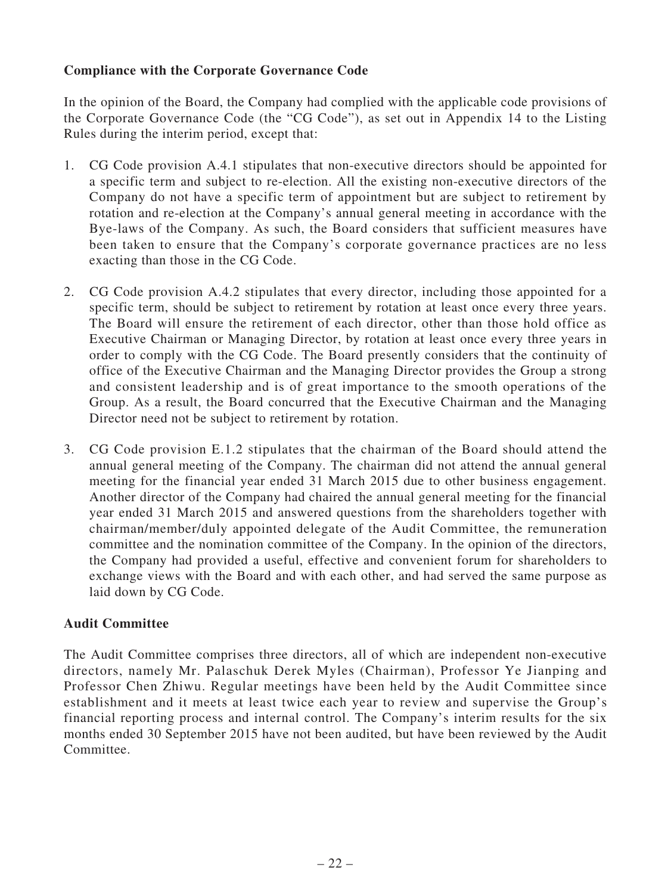## Compliance with the Corporate Governance Code

In the opinion of the Board, the Company had complied with the applicable code provisions of the Corporate Governance Code (the "CG Code"), as set out in Appendix 14 to the Listing Rules during the interim period, except that:

1. CG Code provision A.4.1 stipulates that non-executive directors should be appointed for a specific term and subject to re-election. All the existing non-executive directors of the Company do not have a specific term of appointment but are subject to retirement by rotation and re-election at the Company's annual general meeting in accordance with the Bye-laws of the Company. As such, the Board considers that sufficient measures have been taken to ensure that the Company's corporate governance practices are no less exacting than those in the CG Code.

2. CG Code provision A.4.2 stipulates that every director, including those appointed for a specific term, should be subject to retirement by rotation at least once every three years. The Board will ensure the retirement of each director, other than those hold office as Executive Chairman or Managing Director, by rotation at least once every three years in order to comply with the CG Code. The Board presently considers that the continuity of office of the Executive Chairman and the Managing Director provides the Group a strong and consistent leadership and is of great importance to the smooth operations of the Group. As a result, the Board concurred that the Executive Chairman and the Managing Director need not be subject to retirement by rotation.

3. CG Code provision E.1.2 stipulates that the chairman of the Board should attend the annual general meeting of the Company. The chairman did not attend the annual general meeting for the financial year ended 31 March 2015 due to other business engagement. Another director of the Company had chaired the annual general meeting for the financial year ended 31 March 2015 and answered questions from the shareholders together with chairman/member/duly appointed delegate of the Audit Committee, the remuneration committee and the nomination committee of the Company. In the opinion of the directors, the Company had provided a useful, effective and convenient forum for shareholders to exchange views with the Board and with each other, and had served the same purpose as laid down by CG Code.

## Audit Committee

The Audit Committee comprises three directors, all of which are independent non-executive directors, namely Mr. Palaschuk Derek Myles (Chairman), Professor Ye Jianping and Professor Chen Zhiwu. Regular meetings have been held by the Audit Committee since establishment and it meets at least twice each year to review and supervise the Group's financial reporting process and internal control. The Company's interim results for the six months ended 30 September 2015 have not been audited, but have been reviewed by the Audit Committee.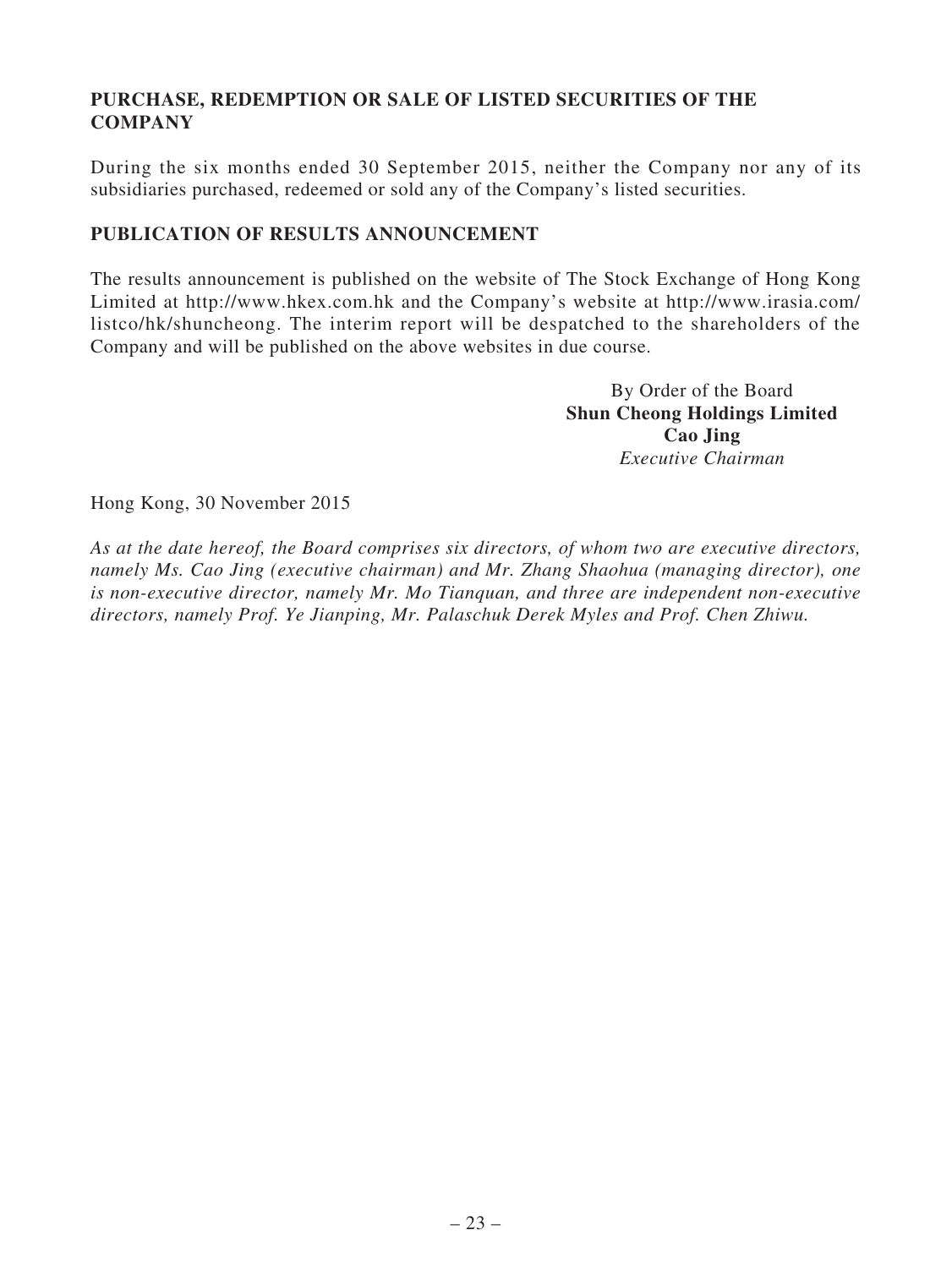## PURCHASE, REDEMPTION OR SALE OF LISTED SECURITIES OF THE COMPANY

During the six months ended 30 September 2015, neither the Company nor any of its subsidiaries purchased, redeemed or sold any of the Company's listed securities.

## PUBLICATION OF RESULTS ANNOUNCEMENT

The results announcement is published on the website of The Stock Exchange of Hong Kong Limited at http://www.hkex.com.hk and the Company's website at http://www.irasia.com/listco/hk/shuncheong. The interim report will be despatched to the shareholders of the Company and will be published on the above websites in due course.

By Order of the Board
**Shun Cheong Holdings Limited**
**Cao Jing**
*Executive Chairman*

Hong Kong, 30 November 2015

*As at the date hereof, the Board comprises six directors, of whom two are executive directors, namely Ms. Cao Jing (executive chairman) and Mr. Zhang Shaohua (managing director), one is non-executive director, namely Mr. Mo Tianquan, and three are independent non-executive directors, namely Prof. Ye Jianping, Mr. Palaschuk Derek Myles and Prof. Chen Zhiwu.*